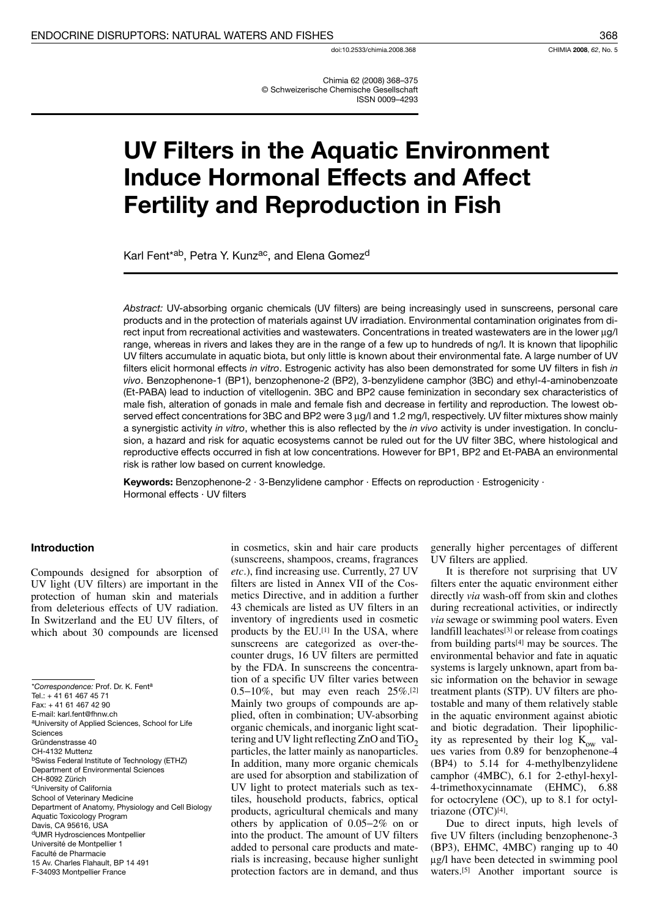Chimia 62 (2008) 368–375
© Schweizerische Chemische Gesellschaft
ISSN 0009–4293

# UV Filters in the Aquatic Environment Induce Hormonal Effects and Affect Fertility and Reproduction in Fish

Karl Fent*[ab], Petra Y. Kunz[ac], and Elena Gomez[d]

*Abstract:* UV-absorbing organic chemicals (UV filters) are being increasingly used in sunscreens, personal care products and in the protection of materials against UV irradiation. Environmental contamination originates from direct input from recreational activities and wastewaters. Concentrations in treated wastewaters are in the lower µg/l range, whereas in rivers and lakes they are in the range of a few up to hundreds of ng/l. It is known that lipophilic UV filters accumulate in aquatic biota, but only little is known about their environmental fate. A large number of UV filters elicit hormonal effects *in vitro*. Estrogenic activity has also been demonstrated for some UV filters in fish *in vivo*. Benzophenone-1 (BP1), benzophenone-2 (BP2), 3-benzylidene camphor (3BC) and ethyl-4-aminobenzoate (Et-PABA) lead to induction of vitellogenin. 3BC and BP2 cause feminization in secondary sex characteristics of male fish, alteration of gonads in male and female fish and decrease in fertility and reproduction. The lowest observed effect concentrations for 3BC and BP2 were 3 µg/l and 1.2 mg/l, respectively. UV filter mixtures show mainly a synergistic activity *in vitro*, whether this is also reflected by the *in vivo* activity is under investigation. In conclusion, a hazard and risk for aquatic ecosystems cannot be ruled out for the UV filter 3BC, where histological and reproductive effects occurred in fish at low concentrations. However for BP1, BP2 and Et-PABA an environmental risk is rather low based on current knowledge.

**Keywords:** Benzophenone-2 · 3-Benzylidene camphor · Effects on reproduction · Estrogenicity · Hormonal effects · UV filters

## Introduction

Compounds designed for absorption of UV light (UV filters) are important in the protection of human skin and materials from deleterious effects of UV radiation. In Switzerland and the EU UV filters, of which about 30 compounds are licensed in cosmetics, skin and hair care products (sunscreens, shampoos, creams, fragrances *etc*.), find increasing use. Currently, 27 UV filters are listed in Annex VII of the Cosmetics Directive, and in addition a further 43 chemicals are listed as UV filters in an inventory of ingredients used in cosmetic products by the EU.[1] In the USA, where sunscreens are categorized as over-the-counter drugs, 16 UV filters are permitted by the FDA. In sunscreens the concentration of a specific UV filter varies between 0.5–10%, but may even reach 25%.[2] Mainly two groups of compounds are applied, often in combination; UV-absorbing organic chemicals, and inorganic light scattering and UV light reflecting ZnO and $TiO_2$ particles, the latter mainly as nanoparticles. In addition, many more organic chemicals are used for absorption and stabilization of UV light to protect materials such as textiles, household products, fabrics, optical products, agricultural chemicals and many others by application of 0.05–2% on or into the product. The amount of UV filters added to personal care products and materials is increasing, because higher sunlight protection factors are in demand, and thus generally higher percentages of different UV filters are applied.

It is therefore not surprising that UV filters enter the aquatic environment either directly *via* wash-off from skin and clothes during recreational activities, or indirectly *via* sewage or swimming pool waters. Even landfill leachates[3] or release from coatings from building parts[4] may be sources. The environmental behavior and fate in aquatic systems is largely unknown, apart from basic information on the behavior in sewage treatment plants (STP). UV filters are photostable and many of them relatively stable in the aquatic environment against abiotic and biotic degradation. Their lipophilicity as represented by their log $K_{ow}$ values varies from 0.89 for benzophenone-4 (BP4) to 5.14 for 4-methylbenzylidene camphor (4MBC), 6.1 for 2-ethyl-hexyl-4-trimethoxycinnamate (EHMC), 6.88 for octocrylene (OC), up to 8.1 for octyltriazone (OTC)[4].

Due to direct inputs, high levels of five UV filters (including benzophenone-3 (BP3), EHMC, 4MBC) ranging up to 40 µg/l have been detected in swimming pool waters.[5] Another important source is

---

*Correspondence: Prof. Dr. K. Fent[a]
Tel.: + 41 61 467 45 71
Fax: + 41 61 467 42 90
E-mail: karl.fent@fhnw.ch
[a]University of Applied Sciences, School for Life Sciences
Gründenstrasse 40
CH-4132 Muttenz
[b]Swiss Federal Institute of Technology (ETHZ)
Department of Environmental Sciences
CH-8092 Zürich
[c]University of California
School of Veterinary Medicine
Department of Anatomy, Physiology and Cell Biology
Aquatic Toxicology Program
Davis, CA 95616, USA
[d]UMR Hydrosciences Montpellier
Université de Montpellier 1
Faculté de Pharmacie
15 Av. Charles Flahault, BP 14 491
F-34093 Montpellier France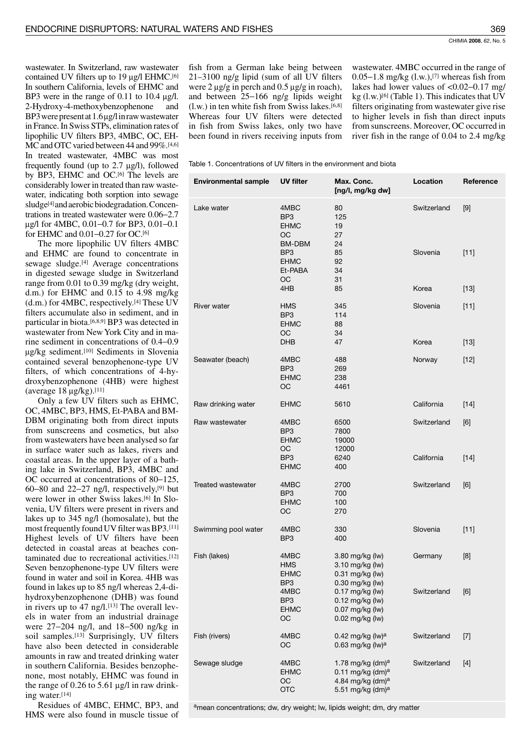wastewater. In Switzerland, raw wastewater contained UV filters up to 19 µg/l EHMC.[6] In southern California, levels of EHMC and BP3 were in the range of 0.11 to 10.4 µg/l. 2-Hydroxy-4-methoxybenzophenone and BP3 were present at 1.6 µg/l in raw wastewater in France. In Swiss STPs, elimination rates of lipophilic UV filters BP3, 4MBC, OC, EHMC and OTC varied between 44 and 99%.[4,6] In treated wastewater, 4MBC was most frequently found (up to 2.7 µg/l), followed by BP3, EHMC and OC.[6] The levels are considerably lower in treated than raw wastewater, indicating both sorption into sewage sludge[4] and aerobic biodegradation. Concentrations in treated wastewater were 0.06–2.7 µg/l for 4MBC, 0.01–0.7 for BP3, 0.01–0.1 for EHMC and 0.01–0.27 for OC.[6]

The more lipophilic UV filters 4MBC and EHMC are found to concentrate in sewage sludge.[4] Average concentrations in digested sewage sludge in Switzerland range from 0.01 to 0.39 mg/kg (dry weight, d.m.) for EHMC and 0.15 to 4.98 mg/kg (d.m.) for 4MBC, respectively.[4] These UV filters accumulate also in sediment, and in particular in biota.[6,8,9] BP3 was detected in wastewater from New York City and in marine sediment in concentrations of 0.4–0.9 µg/kg sediment.[10] Sediments in Slovenia contained several benzophenone-type UV filters, of which concentrations of 4-hydroxybenzophenone (4HB) were highest (average 18 µg/kg).[11]

Only a few UV filters such as EHMC, OC, 4MBC, BP3, HMS, Et-PABA and BM-DBM originating both from direct inputs from sunscreens and cosmetics, but also from wastewaters have been analysed so far in surface water such as lakes, rivers and coastal areas. In the upper layer of a bathing lake in Switzerland, BP3, 4MBC and OC occurred at concentrations of 80–125, 60–80 and 22–27 ng/l, respectively,[9] but were lower in other Swiss lakes.[6] In Slovenia, UV filters were present in rivers and lakes up to 345 ng/l (homosalate), but the most frequently found UV filter was BP3.[11] Highest levels of UV filters have been detected in coastal areas at beaches contaminated due to recreational activities.[12] Seven benzophenone-type UV filters were found in water and soil in Korea. 4HB was found in lakes up to 85 ng/l whereas 2,4-dihydroxybenzophenone (DHB) was found in rivers up to 47 ng/l.[13] The overall levels in water from an industrial drainage were 27–204 ng/l, and 18–500 ng/kg in soil samples.[13] Surprisingly, UV filters have also been detected in considerable amounts in raw and treated drinking water in southern California. Besides benzophenone, most notably, EHMC was found in the range of 0.26 to 5.61 µg/l in raw drinking water.[14]

Residues of 4MBC, EHMC, BP3, and HMS were also found in muscle tissue of fish from a German lake being between 21–3100 ng/g lipid (sum of all UV filters were 2 µg/g in perch and 0.5 µg/g in roach), and between 25–166 ng/g lipids weight (l.w.) in ten white fish from Swiss lakes.[6,8] Whereas four UV filters were detected in fish from Swiss lakes, only two have been found in rivers receiving inputs from wastewater. 4MBC occurred in the range of 0.05–1.8 mg/kg (l.w.),[7] whereas fish from lakes had lower values of <0.02–0.17 mg/kg (l.w.)[6] (Table 1). This indicates that UV filters originating from wastewater give rise to higher levels in fish than direct inputs from sunscreens. Moreover, OC occurred in river fish in the range of 0.04 to 2.4 mg/kg

Table 1. Concentrations of UV filters in the environment and biota

| Environmental sample | UV filter | Max. Conc. [ng/l, mg/kg dw] | Location | Reference |
|---|---|---|---|---|
| Lake water | 4MBC | 80 | Switzerland | [9] |
| | BP3 | 125 | | |
| | EHMC | 19 | | |
| | OC | 27 | | |
| | BM-DBM | 24 | | |
| | BP3 | 85 | Slovenia | [11] |
| | EHMC | 92 | | |
| | Et-PABA | 34 | | |
| | OC | 31 | | |
| | 4HB | 85 | Korea | [13] |
| River water | HMS | 345 | Slovenia | [11] |
| | BP3 | 114 | | |
| | EHMC | 88 | | |
| | OC | 34 | | |
| | DHB | 47 | Korea | [13] |
| Seawater (beach) | 4MBC | 488 | Norway | [12] |
| | BP3 | 269 | | |
| | EHMC | 238 | | |
| | OC | 4461 | | |
| Raw drinking water | EHMC | 5610 | California | [14] |
| Raw wastewater | 4MBC | 6500 | Switzerland | [6] |
| | BP3 | 7800 | | |
| | EHMC | 19000 | | |
| | OC | 12000 | | |
| | BP3 | 6240 | California | [14] |
| | EHMC | 400 | | |
| Treated wastewater | 4MBC | 2700 | Switzerland | [6] |
| | BP3 | 700 | | |
| | EHMC | 100 | | |
| | OC | 270 | | |
| Swimming pool water | 4MBC | 330 | Slovenia | [11] |
| | BP3 | 400 | | |
| Fish (lakes) | 4MBC | 3.80 mg/kg (lw) | Germany | [8] |
| | HMS | 3.10 mg/kg (lw) | | |
| | EHMC | 0.31 mg/kg (lw) | | |
| | BP3 | 0.30 mg/kg (lw) | | |
| | 4MBC | 0.17 mg/kg (lw) | Switzerland | [6] |
| | BP3 | 0.12 mg/kg (lw) | | |
| | EHMC | 0.07 mg/kg (lw) | | |
| | OC | 0.02 mg/kg (lw) | | |
| Fish (rivers) | 4MBC | 0.42 mg/kg (lw)[a] | Switzerland | [7] |
| | OC | 0.63 mg/kg (lw)[a] | | |
| Sewage sludge | 4MBC | 1.78 mg/kg (dm)[a] | Switzerland | [4] |
| | EHMC | 0.11 mg/kg (dm)[a] | | |
| | OC | 4.84 mg/kg (dm)[a] | | |
| | OTC | 5.51 mg/kg (dm)[a] | | |

[a]mean concentrations; dw, dry weight; lw, lipids weight; dm, dry matter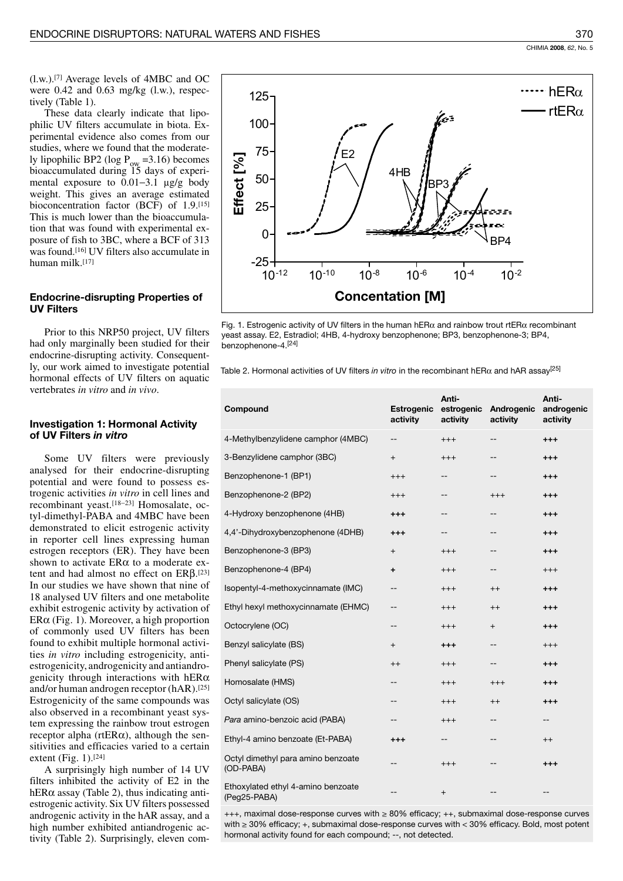(l.w.).[7] Average levels of 4MBC and OC were 0.42 and 0.63 mg/kg (l.w.), respectively (Table 1).

These data clearly indicate that lipophilic UV filters accumulate in biota. Experimental evidence also comes from our studies, where we found that the moderately lipophilic BP2 (log $P_{ow}$ =3.16) becomes bioaccumulated during 15 days of experimental exposure to 0.01–3.1 µg/g body weight. This gives an average estimated bioconcentration factor (BCF) of 1.9.[15] This is much lower than the bioaccumulation that was found with experimental exposure of fish to 3BC, where a BCF of 313 was found.[16] UV filters also accumulate in human milk.[17]

### Endocrine-disrupting Properties of UV Filters

Prior to this NRP50 project, UV filters had only marginally been studied for their endocrine-disrupting activity. Consequently, our work aimed to investigate potential hormonal effects of UV filters on aquatic vertebrates *in vitro* and *in vivo*.

### Investigation 1: Hormonal Activity of UV Filters *in vitro*

Some UV filters were previously analysed for their endocrine-disrupting potential and were found to possess estrogenic activities *in vitro* in cell lines and recombinant yeast.[18–23] Homosalate, octyl-dimethyl-PABA and 4MBC have been demonstrated to elicit estrogenic activity in reporter cell lines expressing human estrogen receptors (ER). They have been shown to activate ERα to a moderate extent and had almost no effect on ERβ.[23] In our studies we have shown that nine of 18 analysed UV filters and one metabolite exhibit estrogenic activity by activation of ERα (Fig. 1). Moreover, a high proportion of commonly used UV filters has been found to exhibit multiple hormonal activities *in vitro* including estrogenicity, antiestrogenicity, androgenicity and antiandrogenicity through interactions with hERα and/or human androgen receptor (hAR).[25] Estrogenicity of the same compounds was also observed in a recombinant yeast system expressing the rainbow trout estrogen receptor alpha (rtERα), although the sensitivities and efficacies varied to a certain extent (Fig. 1).[24]

A surprisingly high number of 14 UV filters inhibited the activity of E2 in the hERα assay (Table 2), thus indicating antiestrogenic activity. Six UV filters possessed androgenic activity in the hAR assay, and a high number exhibited antiandrogenic activity (Table 2). Surprisingly, eleven com-

Fig. 1. Estrogenic activity of UV filters in the human hERα and rainbow trout rtERα recombinant yeast assay. E2, Estradiol; 4HB, 4-hydroxy benzophenone; BP3, benzophenone-3; BP4, benzophenone-4.[24]

Table 2. Hormonal activities of UV filters *in vitro* in the recombinant hERα and hAR assay[25]

| Compound | Estrogenic activity | Anti-estrogenic activity | Androgenic activity | Anti-androgenic activity |
|---|---|---|---|---|
| 4-Methylbenzylidene camphor (4MBC) | -- | +++ | -- | **+++** |
| 3-Benzylidene camphor (3BC) | + | +++ | -- | **+++** |
| Benzophenone-1 (BP1) | +++ | -- | -- | **+++** |
| Benzophenone-2 (BP2) | +++ | -- | +++ | **+++** |
| 4-Hydroxy benzophenone (4HB) | **+++** | -- | -- | +++ |
| 4,4'-Dihydroxybenzophenone (4DHB) | **+++** | -- | -- | +++ |
| Benzophenone-3 (BP3) | + | +++ | -- | **+++** |
| Benzophenone-4 (BP4) | **+** | +++ | -- | +++ |
| Isopentyl-4-methoxycinnamate (IMC) | -- | +++ | ++ | **+++** |
| Ethyl hexyl methoxycinnamate (EHMC) | -- | +++ | ++ | **+++** |
| Octocrylene (OC) | -- | +++ | + | **+++** |
| Benzyl salicylate (BS) | + | **+++** | -- | +++ |
| Phenyl salicylate (PS) | ++ | +++ | -- | **+++** |
| Homosalate (HMS) | -- | +++ | +++ | **+++** |
| Octyl salicylate (OS) | -- | +++ | ++ | **+++** |
| *Para* amino-benzoic acid (PABA) | -- | +++ | -- | -- |
| Ethyl-4 amino benzoate (Et-PABA) | **+++** | -- | -- | ++ |
| Octyl dimethyl para amino benzoate (OD-PABA) | -- | +++ | -- | **+++** |
| Ethoxylated ethyl 4-amino benzoate (Peg25-PABA) | -- | + | -- | -- |

+++, maximal dose-response curves with ≥ 80% efficacy; ++, submaximal dose-response curves with ≥ 30% efficacy; +, submaximal dose-response curves with < 30% efficacy. Bold, most potent hormonal activity found for each compound; --, not detected.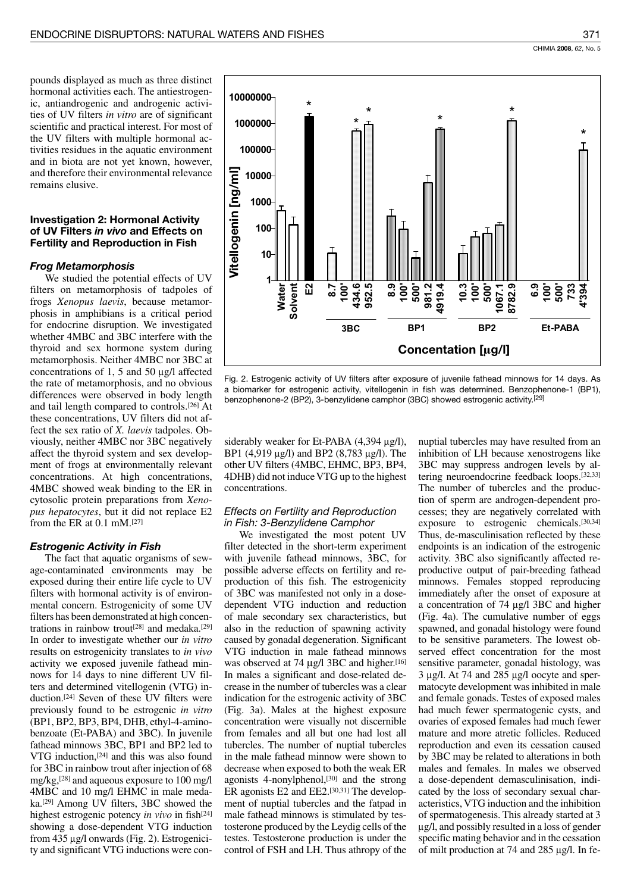pounds displayed as much as three distinct hormonal activities each. The antiestrogenic, antiandrogenic and androgenic activities of UV filters *in vitro* are of significant scientific and practical interest. For most of the UV filters with multiple hormonal activities residues in the aquatic environment and in biota are not yet known, however, and therefore their environmental relevance remains elusive.

## Investigation 2: Hormonal Activity of UV Filters *in vivo* and Effects on Fertility and Reproduction in Fish

### *Frog Metamorphosis*

We studied the potential effects of UV filters on metamorphosis of tadpoles of frogs *Xenopus laevis*, because metamorphosis in amphibians is a critical period for endocrine disruption. We investigated whether 4MBC and 3BC interfere with the thyroid and sex hormone system during metamorphosis. Neither 4MBC nor 3BC at concentrations of 1, 5 and 50 µg/l affected the rate of metamorphosis, and no obvious differences were observed in body length and tail length compared to controls.[26] At these concentrations, UV filters did not affect the sex ratio of *X. laevis* tadpoles. Obviously, neither 4MBC nor 3BC negatively affect the thyroid system and sex development of frogs at environmentally relevant concentrations. At high concentrations, 4MBC showed weak binding to the ER in cytosolic protein preparations from *Xenopus hepatocytes*, but it did not replace E2 from the ER at 0.1 mM.[27]

### *Estrogenic Activity in Fish*

The fact that aquatic organisms of sewage-contaminated environments may be exposed during their entire life cycle to UV filters with hormonal activity is of environmental concern. Estrogenicity of some UV filters has been demonstrated at high concentrations in rainbow trout[28] and medaka.[29] In order to investigate whether our *in vitro* results on estrogenicity translates to *in vivo* activity we exposed juvenile fathead minnows for 14 days to nine different UV filters and determined vitellogenin (VTG) induction.[24] Seven of these UV filters were previously found to be estrogenic *in vitro* (BP1, BP2, BP3, BP4, DHB, ethyl-4-aminobenzoate (Et-PABA) and 3BC). In juvenile fathead minnows 3BC, BP1 and BP2 led to VTG induction,[24] and this was also found for 3BC in rainbow trout after injection of 68 mg/kg,[28] and aqueous exposure to 100 mg/l 4MBC and 10 mg/l EHMC in male medaka.[29] Among UV filters, 3BC showed the highest estrogenic potency *in vivo* in fish[24] showing a dose-dependent VTG induction from 435 µg/l onwards (Fig. 2). Estrogenicity and significant VTG inductions were considerably weaker for Et-PABA (4,394 µg/l), BP1 (4,919 µg/l) and BP2 (8,783 µg/l). The other UV filters (4MBC, EHMC, BP3, BP4, 4DHB) did not induce VTG up to the highest concentrations.

Fig. 2. Estrogenic activity of UV filters after exposure of juvenile fathead minnows for 14 days. As a biomarker for estrogenic activity, vitellogenin in fish was determined. Benzophenone-1 (BP1), benzophenone-2 (BP2), 3-benzylidene camphor (3BC) showed estrogenic activity.[29]

### *Effects on Fertility and Reproduction in Fish: 3-Benzylidene Camphor*

We investigated the most potent UV filter detected in the short-term experiment with juvenile fathead minnows, 3BC, for possible adverse effects on fertility and reproduction of this fish. The estrogenicity of 3BC was manifested not only in a dose-dependent VTG induction and reduction of male secondary sex characteristics, but also in the reduction of spawning activity caused by gonadal degeneration. Significant VTG induction in male fathead minnows was observed at 74 µg/l 3BC and higher.[16] In males a significant and dose-related decrease in the number of tubercles was a clear indication for the estrogenic activity of 3BC (Fig. 3a). Males at the highest exposure concentration were visually not discernible from females and all but one had lost all tubercles. The number of nuptial tubercles in the male fathead minnow were shown to decrease when exposed to both the weak ER agonists 4-nonylphenol,[30] and the strong ER agonists E2 and EE2.[30,31] The development of nuptial tubercles and the fatpad in male fathead minnows is stimulated by testosterone produced by the Leydig cells of the testes. Testosterone production is under the control of FSH and LH. Thus athropy of the nuptial tubercles may have resulted from an inhibition of LH because xenoestrogens like 3BC may suppress androgen levels by altering neuroendocrine feedback loops.[32,33] The number of tubercles and the production of sperm are androgen-dependent processes; they are negatively correlated with exposure to estrogenic chemicals.[30,34] Thus, de-masculinisation reflected by these endpoints is an indication of the estrogenic activity. 3BC also significantly affected reproductive output of pair-breeding fathead minnows. Females stopped reproducing immediately after the onset of exposure at a concentration of 74 µg/l 3BC and higher (Fig. 4a). The cumulative number of eggs spawned, and gonadal histology were found to be sensitive parameters. The lowest observed effect concentration for the most sensitive parameter, gonadal histology, was 3 µg/l. At 74 and 285 µg/l oocyte and spermatocyte development was inhibited in male and female gonads. Testes of exposed males had much fewer spermatogenic cysts, and ovaries of exposed females had much fewer mature and more atretic follicles. Reduced reproduction and even its cessation caused by 3BC may be related to alterations in both males and females. In males we observed a dose-dependent demasculinisation, indicated by the loss of secondary sexual characteristics, VTG induction and the inhibition of spermatogenesis. This already started at 3 µg/l, and possibly resulted in a loss of gender specific mating behavior and in the cessation of milt production at 74 and 285 µg/l. In fe-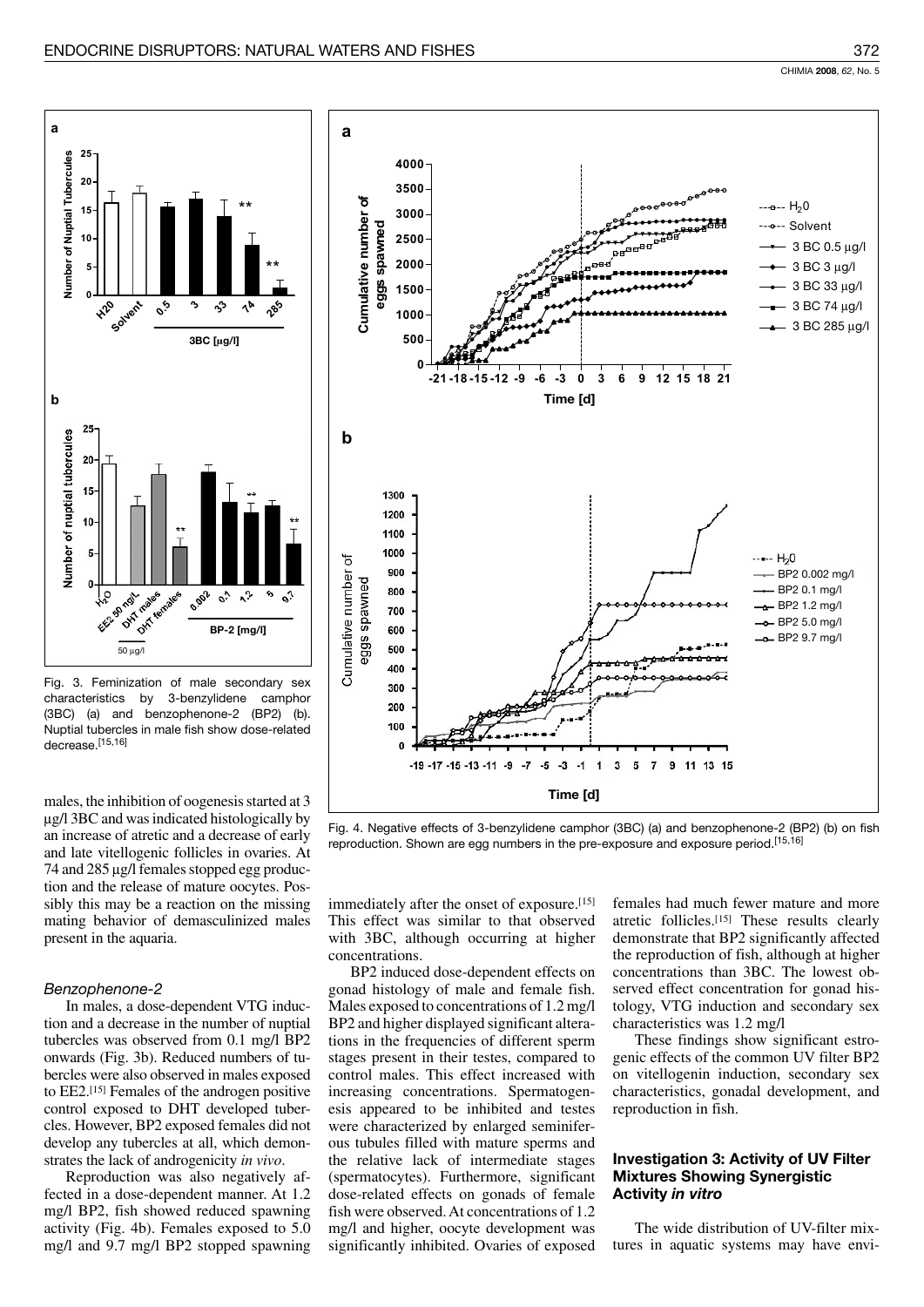Fig. 3. Feminization of male secondary sex characteristics by 3-benzylidene camphor (3BC) (a) and benzophenone-2 (BP2) (b). Nuptial tubercles in male fish show dose-related decrease.[15,16]

Fig. 4. Negative effects of 3-benzylidene camphor (3BC) (a) and benzophenone-2 (BP2) (b) on fish reproduction. Shown are egg numbers in the pre-exposure and exposure period.[15,16]

males, the inhibition of oogenesis started at 3 µg/l 3BC and was indicated histologically by an increase of atretic and a decrease of early and late vitellogenic follicles in ovaries. At 74 and 285 µg/l females stopped egg production and the release of mature oocytes. Possibly this may be a reaction on the missing mating behavior of demasculinized males present in the aquaria.

### *Benzophenone-2*

In males, a dose-dependent VTG induction and a decrease in the number of nuptial tubercles was observed from 0.1 mg/l BP2 onwards (Fig. 3b). Reduced numbers of tubercles were also observed in males exposed to EE2.[15] Females of the androgen positive control exposed to DHT developed tubercles. However, BP2 exposed females did not develop any tubercles at all, which demonstrates the lack of androgenicity *in vivo*.

Reproduction was also negatively affected in a dose-dependent manner. At 1.2 mg/l BP2, fish showed reduced spawning activity (Fig. 4b). Females exposed to 5.0 mg/l and 9.7 mg/l BP2 stopped spawning immediately after the onset of exposure.[15] This effect was similar to that observed with 3BC, although occurring at higher concentrations.

BP2 induced dose-dependent effects on gonad histology of male and female fish. Males exposed to concentrations of 1.2 mg/l BP2 and higher displayed significant alterations in the frequencies of different sperm stages present in their testes, compared to control males. This effect increased with increasing concentrations. Spermatogenesis appeared to be inhibited and testes were characterized by enlarged seminiferous tubules filled with mature sperms and the relative lack of intermediate stages (spermatocytes). Furthermore, significant dose-related effects on gonads of female fish were observed. At concentrations of 1.2 mg/l and higher, oocyte development was significantly inhibited. Ovaries of exposed females had much fewer mature and more atretic follicles.[15] These results clearly demonstrate that BP2 significantly affected the reproduction of fish, although at higher concentrations than 3BC. The lowest observed effect concentration for gonad histology, VTG induction and secondary sex characteristics was 1.2 mg/l

These findings show significant estrogenic effects of the common UV filter BP2 on vitellogenin induction, secondary sex characteristics, gonadal development, and reproduction in fish.

## Investigation 3: Activity of UV Filter Mixtures Showing Synergistic Activity *in vitro*

The wide distribution of UV-filter mixtures in aquatic systems may have envi-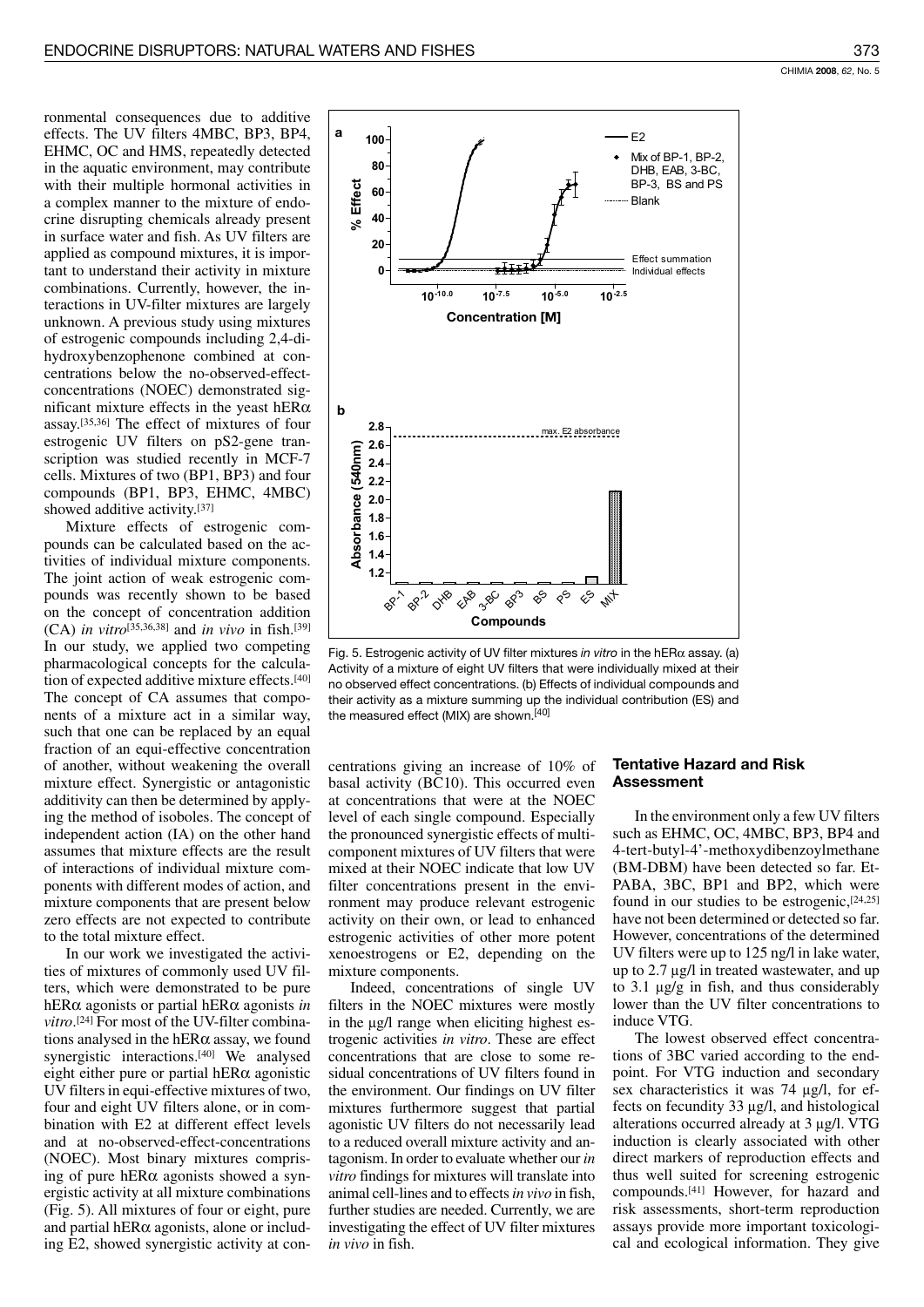ronmental consequences due to additive effects. The UV filters 4MBC, BP3, BP4, EHMC, OC and HMS, repeatedly detected in the aquatic environment, may contribute with their multiple hormonal activities in a complex manner to the mixture of endocrine disrupting chemicals already present in surface water and fish. As UV filters are applied as compound mixtures, it is important to understand their activity in mixture combinations. Currently, however, the interactions in UV-filter mixtures are largely unknown. A previous study using mixtures of estrogenic compounds including 2,4-dihydroxybenzophenone combined at concentrations below the no-observed-effect-concentrations (NOEC) demonstrated significant mixture effects in the yeast hERα assay.[35,36] The effect of mixtures of four estrogenic UV filters on pS2-gene transcription was studied recently in MCF-7 cells. Mixtures of two (BP1, BP3) and four compounds (BP1, BP3, EHMC, 4MBC) showed additive activity.[37]

Mixture effects of estrogenic compounds can be calculated based on the activities of individual mixture components. The joint action of weak estrogenic compounds was recently shown to be based on the concept of concentration addition (CA) *in vitro*[35,36,38] and *in vivo* in fish.[39] In our study, we applied two competing pharmacological concepts for the calculation of expected additive mixture effects.[40] The concept of CA assumes that components of a mixture act in a similar way, such that one can be replaced by an equal fraction of an equi-effective concentration of another, without weakening the overall mixture effect. Synergistic or antagonistic additivity can then be determined by applying the method of isoboles. The concept of independent action (IA) on the other hand assumes that mixture effects are the result of interactions of individual mixture components with different modes of action, and mixture components that are present below zero effects are not expected to contribute to the total mixture effect.

In our work we investigated the activities of mixtures of commonly used UV filters, which were demonstrated to be pure hERα agonists or partial hERα agonists *in vitro*.[24] For most of the UV-filter combinations analysed in the hERα assay, we found synergistic interactions.[40] We analysed eight either pure or partial hERα agonistic UV filters in equi-effective mixtures of two, four and eight UV filters alone, or in combination with E2 at different effect levels and at no-observed-effect-concentrations (NOEC). Most binary mixtures comprising of pure hERα agonists showed a synergistic activity at all mixture combinations (Fig. 5). All mixtures of four or eight, pure and partial hERα agonists, alone or including E2, showed synergistic activity at concentrations giving an increase of 10% of basal activity (BC10). This occurred even at concentrations that were at the NOEC level of each single compound. Especially the pronounced synergistic effects of multicomponent mixtures of UV filters that were mixed at their NOEC indicate that low UV filter concentrations present in the environment may produce relevant estrogenic activity on their own, or lead to enhanced estrogenic activities of other more potent xenoestrogens or E2, depending on the mixture components.

Fig. 5. Estrogenic activity of UV filter mixtures *in vitro* in the hERα assay. (a) Activity of a mixture of eight UV filters that were individually mixed at their no observed effect concentrations. (b) Effects of individual compounds and their activity as a mixture summing up the individual contribution (ES) and the measured effect (MIX) are shown.[40]

Indeed, concentrations of single UV filters in the NOEC mixtures were mostly in the µg/l range when eliciting highest estrogenic activities *in vitro*. These are effect concentrations that are close to some residual concentrations of UV filters found in the environment. Our findings on UV filter mixtures furthermore suggest that partial agonistic UV filters do not necessarily lead to a reduced overall mixture activity and antagonism. In order to evaluate whether our *in vitro* findings for mixtures will translate into animal cell-lines and to effects *in vivo* in fish, further studies are needed. Currently, we are investigating the effect of UV filter mixtures *in vivo* in fish.

## Tentative Hazard and Risk Assessment

In the environment only a few UV filters such as EHMC, OC, 4MBC, BP3, BP4 and 4-tert-butyl-4'-methoxydibenzoylmethane (BM-DBM) have been detected so far. Et-PABA, 3BC, BP1 and BP2, which were found in our studies to be estrogenic,[24,25] have not been determined or detected so far. However, concentrations of the determined UV filters were up to 125 ng/l in lake water, up to 2.7 µg/l in treated wastewater, and up to 3.1 µg/g in fish, and thus considerably lower than the UV filter concentrations to induce VTG.

The lowest observed effect concentrations of 3BC varied according to the endpoint. For VTG induction and secondary sex characteristics it was 74 µg/l, for effects on fecundity 33 µg/l, and histological alterations occurred already at 3 µg/l. VTG induction is clearly associated with other direct markers of reproduction effects and thus well suited for screening estrogenic compounds.[41] However, for hazard and risk assessments, short-term reproduction assays provide more important toxicological and ecological information. They give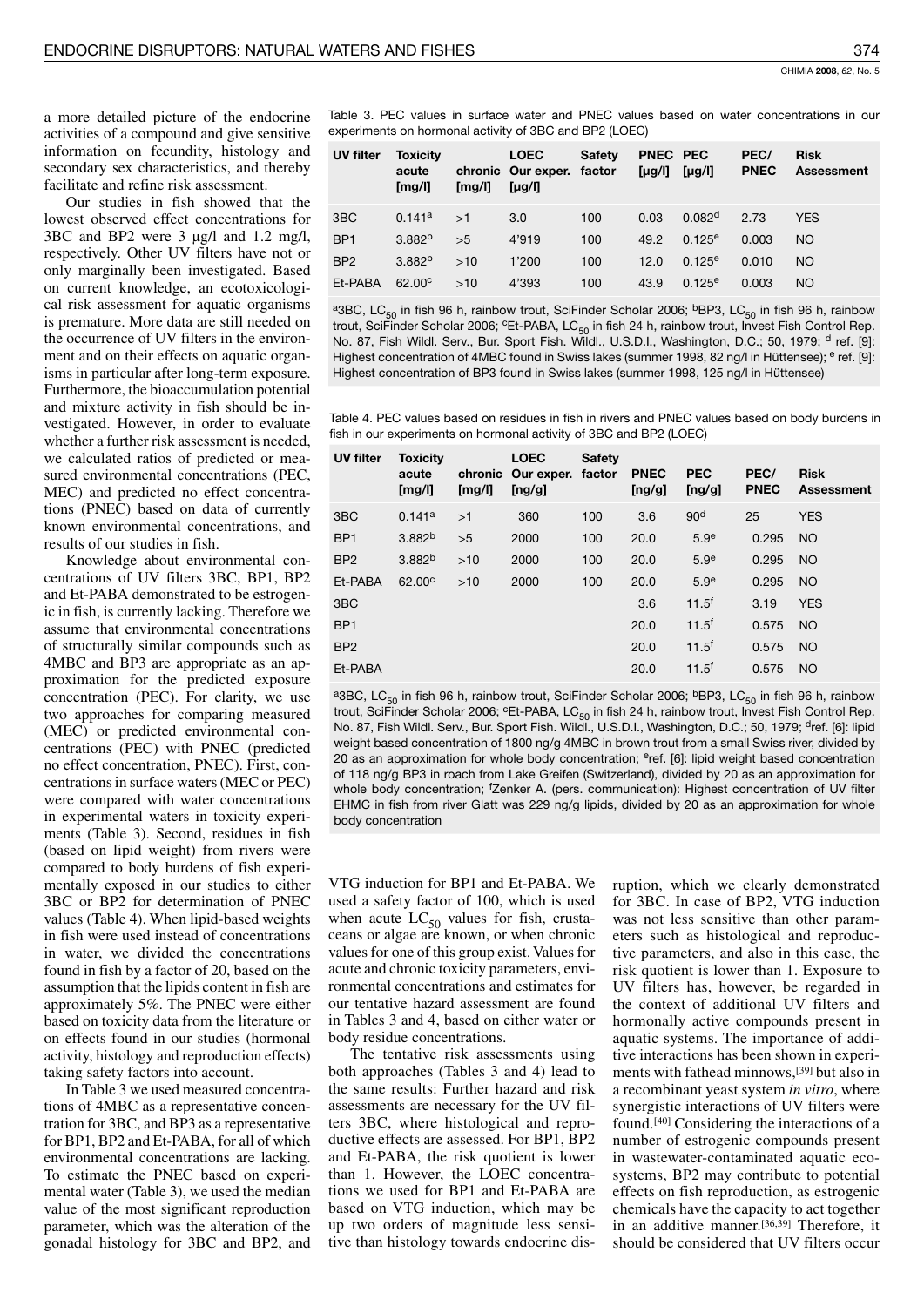a more detailed picture of the endocrine activities of a compound and give sensitive information on fecundity, histology and secondary sex characteristics, and thereby facilitate and refine risk assessment.

Our studies in fish showed that the lowest observed effect concentrations for 3BC and BP2 were 3 μg/l and 1.2 mg/l, respectively. Other UV filters have not or only marginally been investigated. Based on current knowledge, an ecotoxicological risk assessment for aquatic organisms is premature. More data are still needed on the occurrence of UV filters in the environment and on their effects on aquatic organisms in particular after long-term exposure. Furthermore, the bioaccumulation potential and mixture activity in fish should be investigated. However, in order to evaluate whether a further risk assessment is needed, we calculated ratios of predicted or measured environmental concentrations (PEC, MEC) and predicted no effect concentrations (PNEC) based on data of currently known environmental concentrations, and results of our studies in fish.

Knowledge about environmental concentrations of UV filters 3BC, BP1, BP2 and Et-PABA demonstrated to be estrogenic in fish, is currently lacking. Therefore we assume that environmental concentrations of structurally similar compounds such as 4MBC and BP3 are appropriate as an approximation for the predicted exposure concentration (PEC). For clarity, we use two approaches for comparing measured (MEC) or predicted environmental concentrations (PEC) with PNEC (predicted no effect concentration, PNEC). First, concentrations in surface waters (MEC or PEC) were compared with water concentrations in experimental waters in toxicity experiments (Table 3). Second, residues in fish (based on lipid weight) from rivers were compared to body burdens of fish experimentally exposed in our studies to either 3BC or BP2 for determination of PNEC values (Table 4). When lipid-based weights in fish were used instead of concentrations in water, we divided the concentrations found in fish by a factor of 20, based on the assumption that the lipids content in fish are approximately 5%. The PNEC were either based on toxicity data from the literature or on effects found in our studies (hormonal activity, histology and reproduction effects) taking safety factors into account.

In Table 3 we used measured concentrations of 4MBC as a representative concentration for 3BC, and BP3 as a representative for BP1, BP2 and Et-PABA, for all of which environmental concentrations are lacking. To estimate the PNEC based on experimental water (Table 3), we used the median value of the most significant reproduction parameter, which was the alteration of the gonadal histology for 3BC and BP2, and VTG induction for BP1 and Et-PABA. We used a safety factor of 100, which is used when acute $LC_{50}$ values for fish, crustaceans or algae are known, or when chronic values for one of this group exist. Values for acute and chronic toxicity parameters, environmental concentrations and estimates for our tentative hazard assessment are found in Tables 3 and 4, based on either water or body residue concentrations.

Table 3. PEC values in surface water and PNEC values based on water concentrations in our experiments on hormonal activity of 3BC and BP2 (LOEC)

| UV filter | Toxicity acute [mg/l] | chronic [mg/l] | LOEC Our exper. [μg/l] | Safety factor | PNEC [μg/l] | PEC [μg/l] | PEC/ PNEC | Risk Assessment |
|---|---|---|---|---|---|---|---|---|
| 3BC | 0.141[a] | >1 | 3.0 | 100 | 0.03 | 0.082[d] | 2.73 | YES |
| BP1 | 3.882[b] | >5 | 4'919 | 100 | 49.2 | 0.125[e] | 0.003 | NO |
| BP2 | 3.882[b] | >10 | 1'200 | 100 | 12.0 | 0.125[e] | 0.010 | NO |
| Et-PABA | 62.00[c] | >10 | 4'393 | 100 | 43.9 | 0.125[e] | 0.003 | NO |

[a]3BC, $LC_{50}$ in fish 96 h, rainbow trout, SciFinder Scholar 2006; [b]BP3, $LC_{50}$ in fish 96 h, rainbow trout, SciFinder Scholar 2006; [c]Et-PABA, $LC_{50}$ in fish 24 h, rainbow trout, Invest Fish Control Rep. No. 87, Fish Wildl. Serv., Bur. Sport Fish. Wildl., U.S.D.I., Washington, D.C.; 50, 1979; [d] ref. [9]: Highest concentration of 4MBC found in Swiss lakes (summer 1998, 82 ng/l in Hüttensee); [e] ref. [9]: Highest concentration of BP3 found in Swiss lakes (summer 1998, 125 ng/l in Hüttensee)

Table 4. PEC values based on residues in fish in rivers and PNEC values based on body burdens in fish in our experiments on hormonal activity of 3BC and BP2 (LOEC)

| UV filter | Toxicity acute [mg/l] | chronic [mg/l] | LOEC Our exper. [ng/g] | Safety factor | PNEC [ng/g] | PEC [ng/g] | PEC/ PNEC | Risk Assessment |
|---|---|---|---|---|---|---|---|---|
| 3BC | 0.141[a] | >1 | 360 | 100 | 3.6 | 90[d] | 25 | YES |
| BP1 | 3.882[b] | >5 | 2000 | 100 | 20.0 | 5.9[e] | 0.295 | NO |
| BP2 | 3.882[b] | >10 | 2000 | 100 | 20.0 | 5.9[e] | 0.295 | NO |
| Et-PABA | 62.00[c] | >10 | 2000 | 100 | 20.0 | 5.9[e] | 0.295 | NO |
| 3BC | | | | | 3.6 | 11.5[f] | 3.19 | YES |
| BP1 | | | | | 20.0 | 11.5[f] | 0.575 | NO |
| BP2 | | | | | 20.0 | 11.5[f] | 0.575 | NO |
| Et-PABA | | | | | 20.0 | 11.5[f] | 0.575 | NO |

[a]3BC, $LC_{50}$ in fish 96 h, rainbow trout, SciFinder Scholar 2006; [b]BP3, $LC_{50}$ in fish 96 h, rainbow trout, SciFinder Scholar 2006; [c]Et-PABA, $LC_{50}$ in fish 24 h, rainbow trout, Invest Fish Control Rep. No. 87, Fish Wildl. Serv., Bur. Sport Fish. Wildl., U.S.D.I., Washington, D.C.; 50, 1979; [d]ref. [6]: lipid weight based concentration of 1800 ng/g 4MBC in brown trout from a small Swiss river, divided by 20 as an approximation for whole body concentration; [e]ref. [6]: lipid weight based concentration of 118 ng/g BP3 in roach from Lake Greifen (Switzerland), divided by 20 as an approximation for whole body concentration; [f]Zenker A. (pers. communication): Highest concentration of UV filter EHMC in fish from river Glatt was 229 ng/g lipids, divided by 20 as an approximation for whole body concentration

The tentative risk assessments using both approaches (Tables 3 and 4) lead to the same results: Further hazard and risk assessments are necessary for the UV filters 3BC, where histological and reproductive effects are assessed. For BP1, BP2 and Et-PABA, the risk quotient is lower than 1. However, the LOEC concentrations we used for BP1 and Et-PABA are based on VTG induction, which may be up two orders of magnitude less sensitive than histology towards endocrine disruption, which we clearly demonstrated for 3BC. In case of BP2, VTG induction was not less sensitive than other parameters such as histological and reproductive parameters, and also in this case, the risk quotient is lower than 1. Exposure to UV filters has, however, be regarded in the context of additional UV filters and hormonally active compounds present in aquatic systems. The importance of additive interactions has been shown in experiments with fathead minnows,[39] but also in a recombinant yeast system *in vitro*, where synergistic interactions of UV filters were found.[40] Considering the interactions of a number of estrogenic compounds present in wastewater-contaminated aquatic ecosystems, BP2 may contribute to potential effects on fish reproduction, as estrogenic chemicals have the capacity to act together in an additive manner.[36,39] Therefore, it should be considered that UV filters occur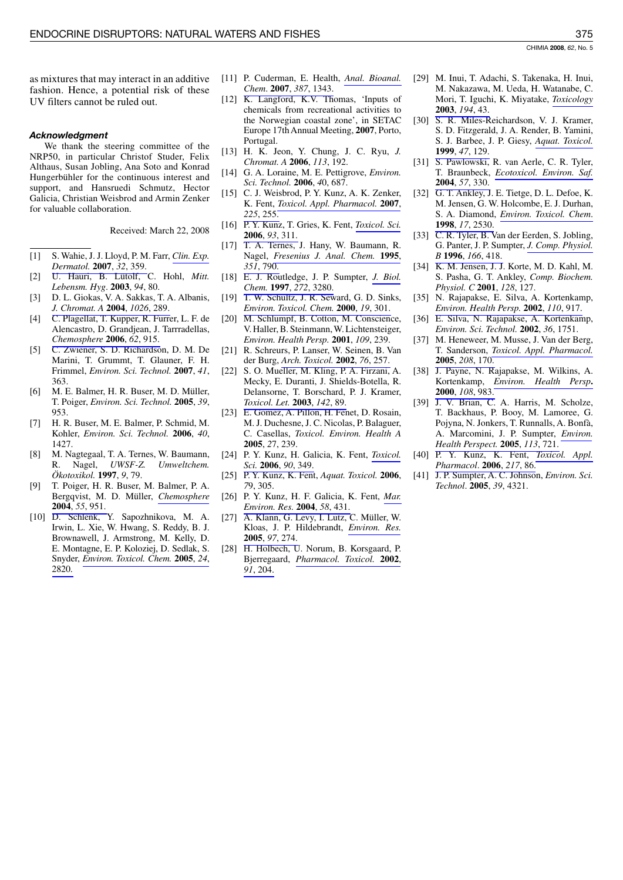as mixtures that may interact in an additive fashion. Hence, a potential risk of these UV filters cannot be ruled out.

### *Acknowledgment*

We thank the steering committee of the NRP50, in particular Christof Studer, Felix Althaus, Susan Jobling, Ana Soto and Konrad Hungerbühler for the continuous interest and support, and Hansruedi Schmutz, Hector Galicia, Christian Weisbrod and Armin Zenker for valuable collaboration.

Received: March 22, 2008

---

[1] S. Wahie, J. J. Lloyd, P. M. Farr, *Clin. Exp. Dermatol.* **2007**, *32*, 359.

[2] U. Hauri, B. Lutolf, C. Hohl, *Mitt. Lebensm. Hyg*. **2003**, *94*, 80.

[3] D. L. Giokas, V. A. Sakkas, T. A. Albanis, *J. Chromat. A* **2004**, *1026*, 289.

[4] C. Plagellat, T. Kupper, R. Furrer, L. F. de Alencastro, D. Grandjean, J. Tarrradellas, *Chemosphere* **2006**, *62*, 915.

[5] C. Zwiener, S. D. Richardson, D. M. De Marini, T. Grummt, T. Glauner, F. H. Frimmel, *Environ. Sci. Technol.* **2007**, *41*, 363.

[6] M. E. Balmer, H. R. Buser, M. D. Müller, T. Poiger, *Environ. Sci. Technol*. **2005**, *39*, 953.

[7] H. R. Buser, M. E. Balmer, P. Schmid, M. Kohler, *Environ. Sci. Technol.* **2006**, *40*, 1427.

[8] M. Nagtegaal, T. A. Ternes, W. Baumann, R. Nagel, *UWSF-Z. Umweltchem. Ökotoxikol.* **1997**, *9*, 79.

[9] T. Poiger, H. R. Buser, M. Balmer, P. A. Bergqvist, M. D. Müller, *Chemosphere* **2004**, *55*, 951.

[10] D. Schlenk, Y. Sapozhnikova, M. A. Irwin, L. Xie, W. Hwang, S. Reddy, B. J. Brownawell, J. Armstrong, M. Kelly, D. E. Montagne, E. P. Koloziej, D. Sedlak, S. Snyder, *Environ. Toxicol. Chem.* **2005**, *24*, 2820.

[11] P. Cuderman, E. Health, *Anal. Bioanal. Chem*. **2007**, *387*, 1343.

[12] K. Langford, K.V. Thomas, 'Inputs of chemicals from recreational activities to the Norwegian coastal zone', in SETAC Europe 17th Annual Meeting, **2007**, Porto, Portugal.

[13] H. K. Jeon, Y. Chung, J. C. Ryu, *J. Chromat. A* **2006**, *113*, 192.

[14] G. A. Loraine, M. E. Pettigrove, *Environ. Sci. Technol.* **2006**, *40*, 687.

[15] C. J. Weisbrod, P. Y. Kunz, A. K. Zenker, K. Fent, *Toxicol. Appl. Pharmacol.* **2007**, *225*, 255.

[16] P. Y. Kunz, T. Gries, K. Fent, *Toxicol. Sci.* **2006**, *93*, 311.

[17] T. A. Ternes, J. Hany, W. Baumann, R. Nagel, *Fresenius J. Anal. Chem.* **1995**, *351*, 790.

[18] E. J. Routledge, J. P. Sumpter, *J. Biol. Chem.* **1997**, *272*, 3280.

[19] T. W. Schultz, J. R. Seward, G. D. Sinks, *Environ. Toxicol. Chem.* **2000**, *19*, 301.

[20] M. Schlumpf, B. Cotton, M. Conscience, V. Haller, B. Steinmann, W. Lichtensteiger, *Environ. Health Persp.* **2001**, *109*, 239.

[21] R. Schreurs, P. Lanser, W. Seinen, B. Van der Burg, *Arch. Toxicol.* **2002**, *76*, 257.

[22] S. O. Mueller, M. Kling, P. A. Firzani, A. Mecky, E. Duranti, J. Shields-Botella, R. Delansorne, T. Borschard, P. J. Kramer, *Toxicol. Let.* **2003**, *142*, 89.

[23] E. Gomez, A. Pillon, H. Fenet, D. Rosain, M. J. Duchesne, J. C. Nicolas, P. Balaguer, C. Casellas, *Toxicol. Environ. Health A* **2005**, 27, 239.

[24] P. Y. Kunz, H. Galicia, K. Fent, *Toxicol. Sci.* **2006**, *90*, 349.

[25] P. Y. Kunz, K. Fent, *Aquat. Toxicol.* **2006**, *79*, 305.

[26] P. Y. Kunz, H. F. Galicia, K. Fent, *Mar. Environ. Res.* **2004**, *58*, 431.

[27] A. Klann, G. Levy, I. Lutz, C. Müller, W. Kloas, J. P. Hildebrandt, *Environ. Res.* **2005**, *97*, 274.

[28] H. Holbech, U. Norum, B. Korsgaard, P. Bjerregaard, *Pharmacol. Toxicol.* **2002**, *91*, 204.

[29] M. Inui, T. Adachi, S. Takenaka, H. Inui, M. Nakazawa, M. Ueda, H. Watanabe, C. Mori, T. Iguchi, K. Miyatake, *Toxicology* **2003**, *194*, 43.

[30] S. R. Miles-Reichardson, V. J. Kramer, S. D. Fitzgerald, J. A. Render, B. Yamini, S. J. Barbee, J. P. Giesy, *Aquat. Toxicol.* **1999**, *47*, 129.

[31] S. Pawlowski, R. van Aerle, C. R. Tyler, T. Braunbeck, *Ecotoxicol. Environ. Saf.* **2004**, *57*, 330.

[32] G. T. Ankley, J. E. Tietge, D. L. Defoe, K. M. Jensen, G. W. Holcombe, E. J. Durhan, S. A. Diamond, *Environ. Toxicol. Chem*. **1998**, *17*, 2530.

[33] C. R. Tyler, B. Van der Eerden, S. Jobling, G. Panter, J. P. Sumpter, *J. Comp. Physiol. B* **1996**, *166*, 418.

[34] K. M. Jensen, J. J. Korte, M. D. Kahl, M. S. Pasha, G. T. Ankley, *Comp. Biochem. Physiol. C* **2001**, *128*, 127.

[35] N. Rajapakse, E. Silva, A. Kortenkamp, *Environ. Health Persp.* **2002**, *110*, 917.

[36] E. Silva, N. Rajapakse, A. Kortenkamp, *Environ. Sci. Technol.* **2002**, *36*, 1751.

[37] M. Heneweer, M. Musse, J. Van der Berg, T. Sanderson, *Toxicol. Appl. Pharmacol.* **2005**, *208*, 170.

[38] J. Payne, N. Rajapakse, M. Wilkins, A. Kortenkamp, *Environ. Health Persp***.** **2000**, *108*, 983.

[39] J. V. Brian, C. A. Harris, M. Scholze, T. Backhaus, P. Booy, M. Lamoree, G. Pojyna, N. Jonkers, T. Runnalls, A. Bonfà, A. Marcomini, J. P. Sumpter, *Environ. Health Perspect.* **2005**, *113*, 721.

[40] P. Y. Kunz, K. Fent, *Toxicol. Appl. Pharmacol*. **2006**, *217*, 86.

[41] J. P. Sumpter, A. C. Johnson, *Environ. Sci. Technol*. **2005**, *39*, 4321.